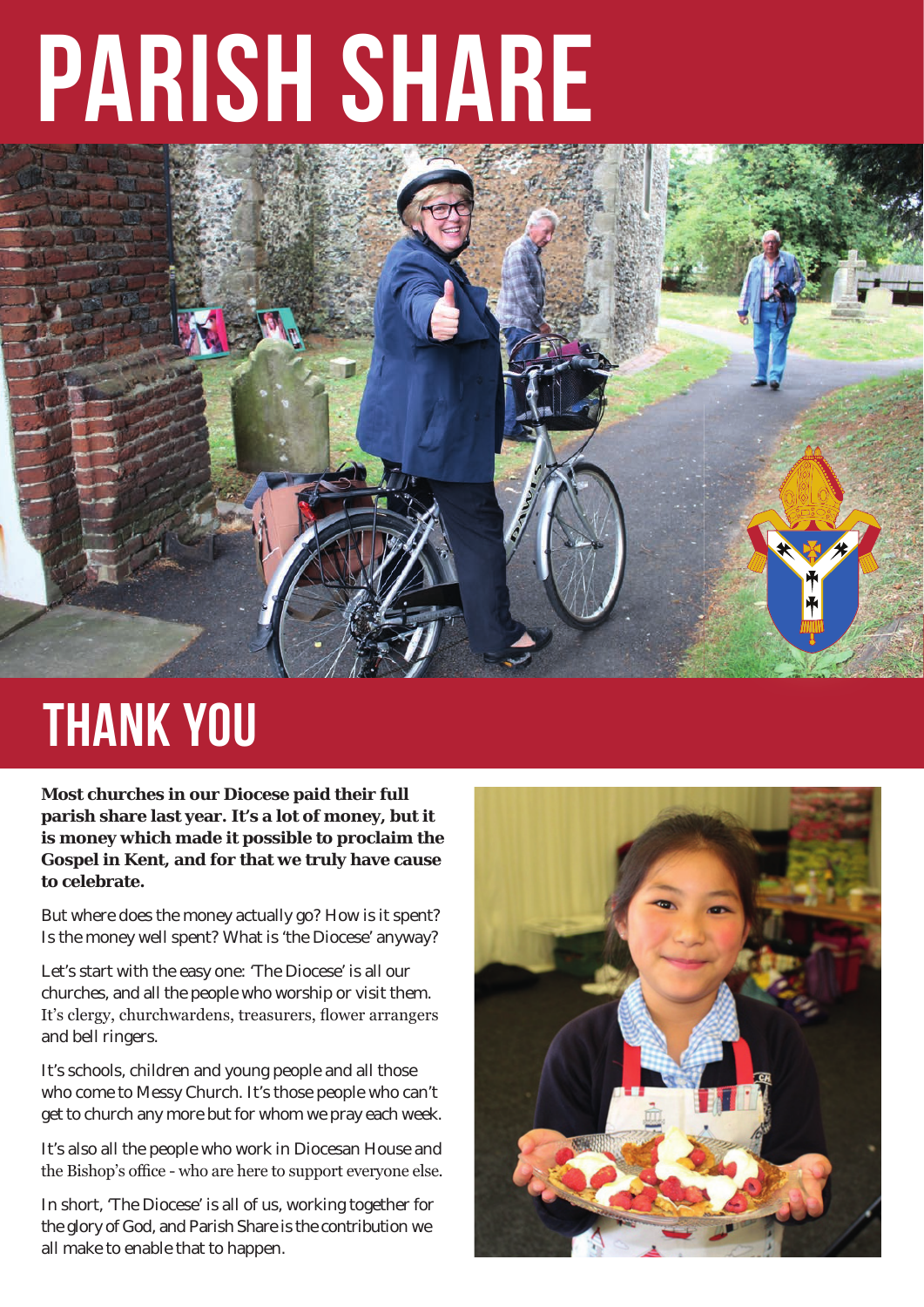# PARISH SHARE

## THANK YOU

**Most churches in our Diocese paid their full parish share last year. It's a lot of money, but it is money which made it possible to proclaim the Gospel in Kent, and for that we truly have cause to celebrate.**

But where does the money actually go? How is it spent? Is the money well spent? What is 'the Diocese' anyway?

Let's start with the easy one: 'The Diocese' is all our churches, and all the people who worship or visit them. It's clergy, churchwardens, treasurers, flower arrangers and bell ringers.

It's schools, children and young people and all those who come to Messy Church. It's those people who can't get to church any more but for whom we pray each week.

It's also all the people who work in Diocesan House and the Bishop's office - who are here to support everyone else.

In short, 'The Diocese' is all of us, working together for the glory of God, and Parish Share is the contribution we all make to enable that to happen.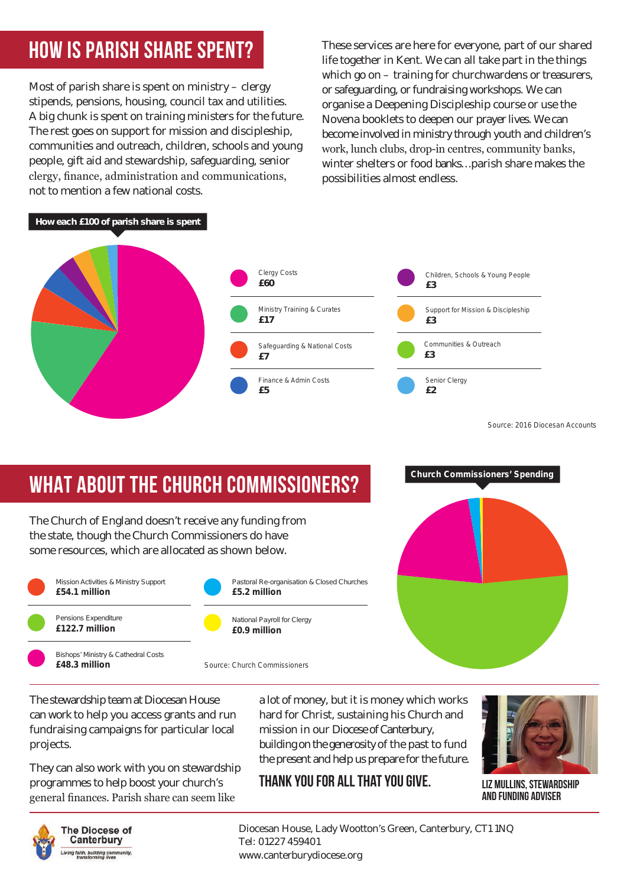## HOW IS PARISH SHARE SPENT?

Most of parish share is spent on ministry – clergy stipends, pensions, housing, council tax and utilities. A big chunk is spent on training ministers for the future. The rest goes on support for mission and discipleship, communities and outreach, children, schools and young people, gift aid and stewardship, safeguarding, senior clergy, finance, administration and communications, not to mention a few national costs.

These services are here for everyone, part of our shared life together in Kent. We can all take part in the things which go on – training for churchwardens or treasurers, or safeguarding, or fundraising workshops. We can organise a Deepening Discipleship course or use the Novena booklets to deepen our prayer lives. We can become involved in ministry through youth and children's work, lunch clubs, drop-in centres, community banks, winter shelters or food banks…parish share makes the possibilities almost endless.

**How each £100 of parish share is spent**

Clergy Costs
**£60**

Ministry Training & Curates
**£17**

Safeguarding & National Costs
**£7**

Finance & Admin Costs
**£5**

Children, Schools & Young People
**£3**

Support for Mission & Discipleship
**£3**

Communities & Outreach
**£3**

Senior Clergy
**£2**

Source: 2016 Diocesan Accounts

## WHAT ABOUT THE CHURCH COMMISSIONERS?

The Church of England doesn't receive any funding from the state, though the Church Commissioners do have some resources, which are allocated as shown below.

**Church Commissioners' Spending**

Mission Activities & Ministry Support
**£54.1 million**

Pensions Expenditure
**£122.7 million**

Bishops' Ministry & Cathedral Costs
**£48.3 million**

Pastoral Re-organisation & Closed Churches
**£5.2 million**

National Payroll for Clergy
**£0.9 million**

Source: Church Commissioners

The stewardship team at Diocesan House can work to help you access grants and run fundraising campaigns for particular local projects.

They can also work with you on stewardship programmes to help boost your church's general finances. Parish share can seem like a lot of money, but it is money which works hard for Christ, sustaining his Church and mission in our Diocese of Canterbury, building on the generosity of the past to fund the present and help us prepare for the future.

### THANK YOU FOR ALL THAT YOU GIVE.

**LIZ MULLINS, STEWARDSHIP AND FUNDING ADVISER**

The Diocese of Canterbury
*Living faith, building community, transforming lives*

Diocesan House, Lady Wootton's Green, Canterbury, CT1 1NQ
Tel: 01227 459401
www.canterburydiocese.org